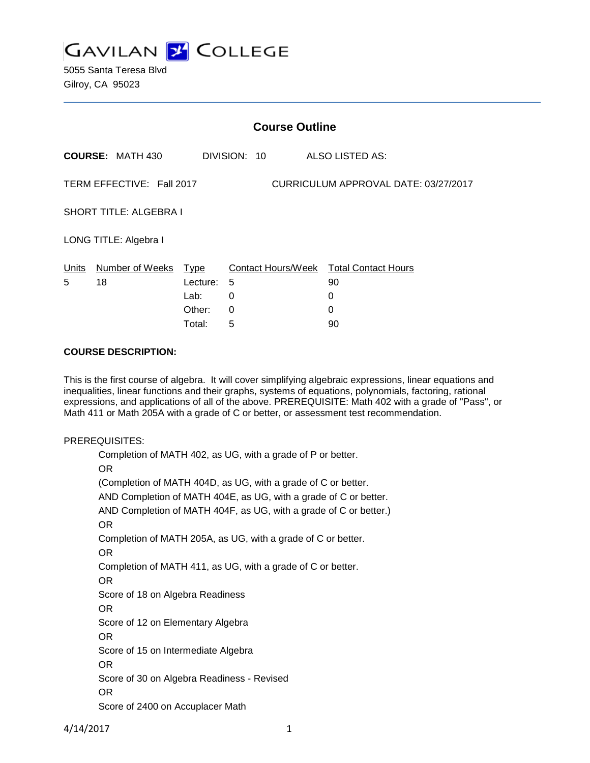# GAVILAN COLLEGE

5055 Santa Teresa Blvd
Gilroy, CA 95023

## Course Outline

**COURSE:** MATH 430 DIVISION: 10 ALSO LISTED AS:

TERM EFFECTIVE: Fall 2017 CURRICULUM APPROVAL DATE: 03/27/2017

SHORT TITLE: ALGEBRA I

LONG TITLE: Algebra I

| Units | Number of Weeks | Type | Contact Hours/Week | Total Contact Hours |
|---|---|---|---|---|
| 5 | 18 | Lecture: | 5 | 90 |
| | | Lab: | 0 | 0 |
| | | Other: | 0 | 0 |
| | | Total: | 5 | 90 |

**COURSE DESCRIPTION:**

This is the first course of algebra. It will cover simplifying algebraic expressions, linear equations and inequalities, linear functions and their graphs, systems of equations, polynomials, factoring, rational expressions, and applications of all of the above. PREREQUISITE: Math 402 with a grade of "Pass", or Math 411 or Math 205A with a grade of C or better, or assessment test recommendation.

PREREQUISITES:

Completion of MATH 402, as UG, with a grade of P or better.
OR
(Completion of MATH 404D, as UG, with a grade of C or better.
AND Completion of MATH 404E, as UG, with a grade of C or better.
AND Completion of MATH 404F, as UG, with a grade of C or better.)
OR
Completion of MATH 205A, as UG, with a grade of C or better.
OR
Completion of MATH 411, as UG, with a grade of C or better.
OR
Score of 18 on Algebra Readiness
OR
Score of 12 on Elementary Algebra
OR
Score of 15 on Intermediate Algebra
OR
Score of 30 on Algebra Readiness - Revised
OR
Score of 2400 on Accuplacer Math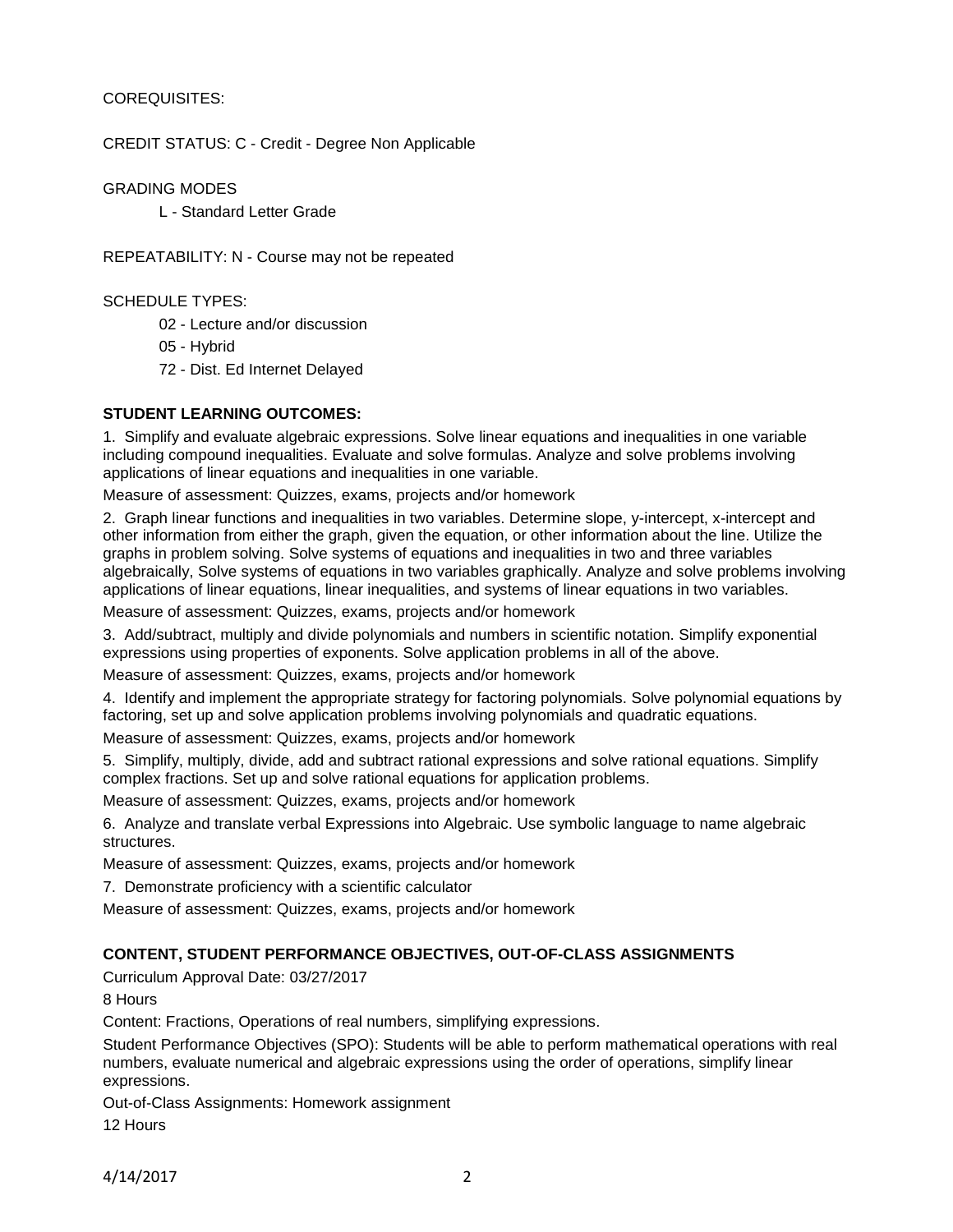COREQUISITES:

CREDIT STATUS: C - Credit - Degree Non Applicable

GRADING MODES

L - Standard Letter Grade

REPEATABILITY: N - Course may not be repeated

SCHEDULE TYPES:

02 - Lecture and/or discussion

05 - Hybrid

72 - Dist. Ed Internet Delayed

**STUDENT LEARNING OUTCOMES:**

1. Simplify and evaluate algebraic expressions. Solve linear equations and inequalities in one variable including compound inequalities. Evaluate and solve formulas. Analyze and solve problems involving applications of linear equations and inequalities in one variable.

Measure of assessment: Quizzes, exams, projects and/or homework

2. Graph linear functions and inequalities in two variables. Determine slope, y-intercept, x-intercept and other information from either the graph, given the equation, or other information about the line. Utilize the graphs in problem solving. Solve systems of equations and inequalities in two and three variables algebraically, Solve systems of equations in two variables graphically. Analyze and solve problems involving applications of linear equations, linear inequalities, and systems of linear equations in two variables.

Measure of assessment: Quizzes, exams, projects and/or homework

3. Add/subtract, multiply and divide polynomials and numbers in scientific notation. Simplify exponential expressions using properties of exponents. Solve application problems in all of the above.

Measure of assessment: Quizzes, exams, projects and/or homework

4. Identify and implement the appropriate strategy for factoring polynomials. Solve polynomial equations by factoring, set up and solve application problems involving polynomials and quadratic equations.

Measure of assessment: Quizzes, exams, projects and/or homework

5. Simplify, multiply, divide, add and subtract rational expressions and solve rational equations. Simplify complex fractions. Set up and solve rational equations for application problems.

Measure of assessment: Quizzes, exams, projects and/or homework

6. Analyze and translate verbal Expressions into Algebraic. Use symbolic language to name algebraic structures.

Measure of assessment: Quizzes, exams, projects and/or homework

7. Demonstrate proficiency with a scientific calculator

Measure of assessment: Quizzes, exams, projects and/or homework

**CONTENT, STUDENT PERFORMANCE OBJECTIVES, OUT-OF-CLASS ASSIGNMENTS**

Curriculum Approval Date: 03/27/2017

8 Hours

Content: Fractions, Operations of real numbers, simplifying expressions.

Student Performance Objectives (SPO): Students will be able to perform mathematical operations with real numbers, evaluate numerical and algebraic expressions using the order of operations, simplify linear expressions.

Out-of-Class Assignments: Homework assignment

12 Hours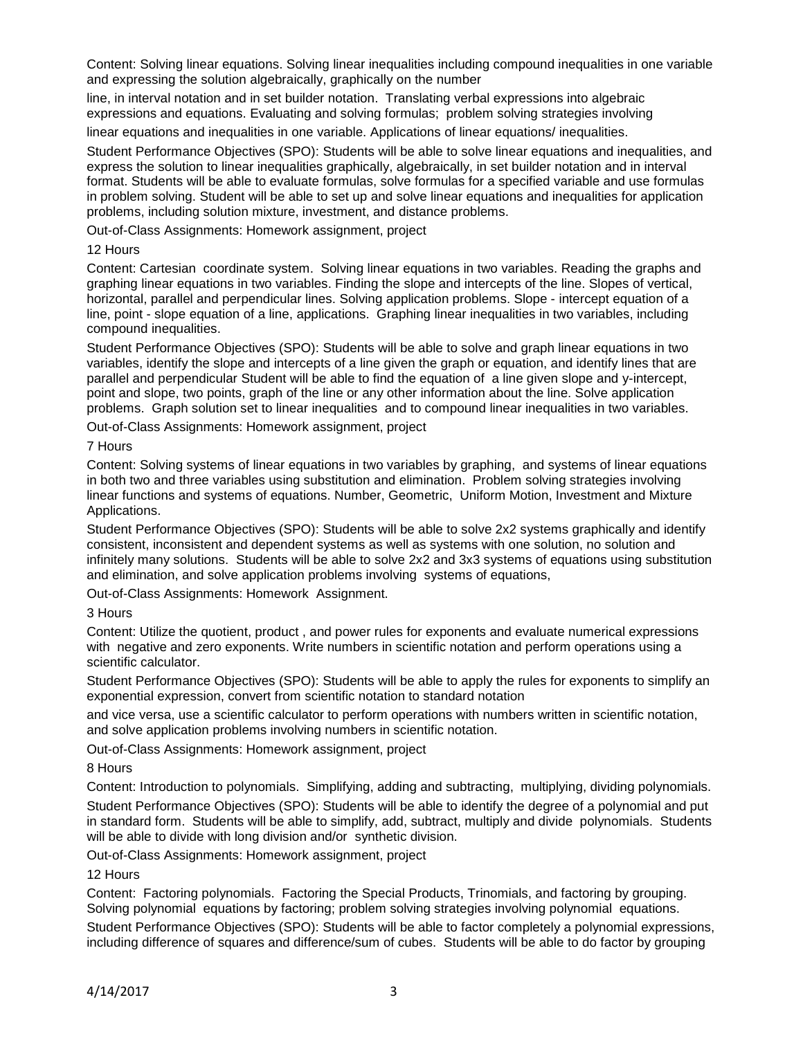Content: Solving linear equations. Solving linear inequalities including compound inequalities in one variable and expressing the solution algebraically, graphically on the number line, in interval notation and in set builder notation. Translating verbal expressions into algebraic expressions and equations. Evaluating and solving formulas; problem solving strategies involving linear equations and inequalities in one variable. Applications of linear equations/ inequalities.

Student Performance Objectives (SPO): Students will be able to solve linear equations and inequalities, and express the solution to linear inequalities graphically, algebraically, in set builder notation and in interval format. Students will be able to evaluate formulas, solve formulas for a specified variable and use formulas in problem solving. Student will be able to set up and solve linear equations and inequalities for application problems, including solution mixture, investment, and distance problems.

Out-of-Class Assignments: Homework assignment, project

12 Hours

Content: Cartesian coordinate system. Solving linear equations in two variables. Reading the graphs and graphing linear equations in two variables. Finding the slope and intercepts of the line. Slopes of vertical, horizontal, parallel and perpendicular lines. Solving application problems. Slope - intercept equation of a line, point - slope equation of a line, applications. Graphing linear inequalities in two variables, including compound inequalities.

Student Performance Objectives (SPO): Students will be able to solve and graph linear equations in two variables, identify the slope and intercepts of a line given the graph or equation, and identify lines that are parallel and perpendicular Student will be able to find the equation of a line given slope and y-intercept, point and slope, two points, graph of the line or any other information about the line. Solve application problems. Graph solution set to linear inequalities and to compound linear inequalities in two variables.

Out-of-Class Assignments: Homework assignment, project

7 Hours

Content: Solving systems of linear equations in two variables by graphing, and systems of linear equations in both two and three variables using substitution and elimination. Problem solving strategies involving linear functions and systems of equations. Number, Geometric, Uniform Motion, Investment and Mixture Applications.

Student Performance Objectives (SPO): Students will be able to solve 2x2 systems graphically and identify consistent, inconsistent and dependent systems as well as systems with one solution, no solution and infinitely many solutions. Students will be able to solve 2x2 and 3x3 systems of equations using substitution and elimination, and solve application problems involving systems of equations,

Out-of-Class Assignments: Homework Assignment.

3 Hours

Content: Utilize the quotient, product , and power rules for exponents and evaluate numerical expressions with negative and zero exponents. Write numbers in scientific notation and perform operations using a scientific calculator.

Student Performance Objectives (SPO): Students will be able to apply the rules for exponents to simplify an exponential expression, convert from scientific notation to standard notation and vice versa, use a scientific calculator to perform operations with numbers written in scientific notation, and solve application problems involving numbers in scientific notation.

Out-of-Class Assignments: Homework assignment, project

8 Hours

Content: Introduction to polynomials. Simplifying, adding and subtracting, multiplying, dividing polynomials.

Student Performance Objectives (SPO): Students will be able to identify the degree of a polynomial and put in standard form. Students will be able to simplify, add, subtract, multiply and divide polynomials. Students will be able to divide with long division and/or synthetic division.

Out-of-Class Assignments: Homework assignment, project

12 Hours

Content: Factoring polynomials. Factoring the Special Products, Trinomials, and factoring by grouping. Solving polynomial equations by factoring; problem solving strategies involving polynomial equations.

Student Performance Objectives (SPO): Students will be able to factor completely a polynomial expressions, including difference of squares and difference/sum of cubes. Students will be able to do factor by grouping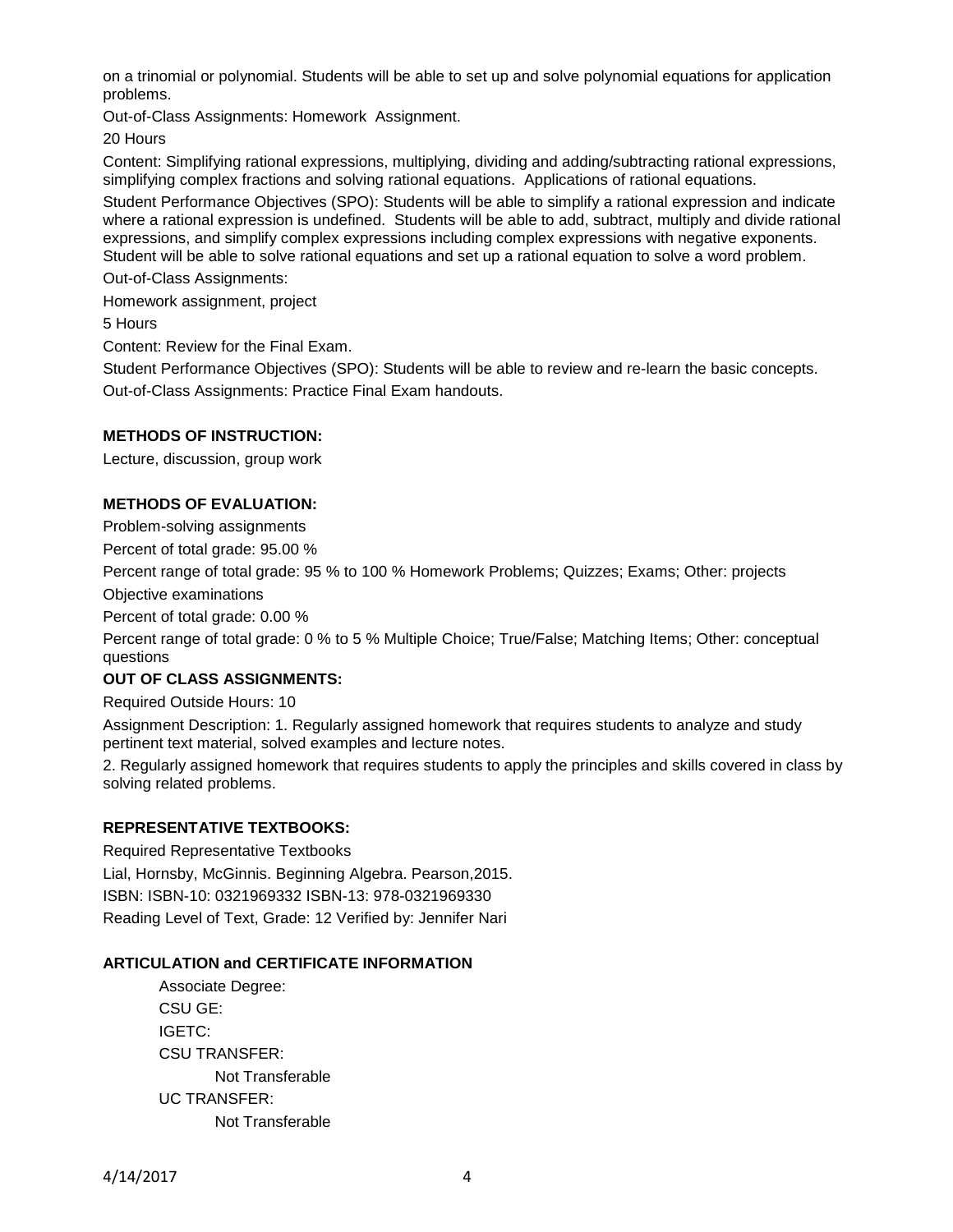on a trinomial or polynomial. Students will be able to set up and solve polynomial equations for application problems.

Out-of-Class Assignments: Homework Assignment.

20 Hours

Content: Simplifying rational expressions, multiplying, dividing and adding/subtracting rational expressions, simplifying complex fractions and solving rational equations. Applications of rational equations.

Student Performance Objectives (SPO): Students will be able to simplify a rational expression and indicate where a rational expression is undefined. Students will be able to add, subtract, multiply and divide rational expressions, and simplify complex expressions including complex expressions with negative exponents. Student will be able to solve rational equations and set up a rational equation to solve a word problem.

Out-of-Class Assignments:

Homework assignment, project

5 Hours

Content: Review for the Final Exam.

Student Performance Objectives (SPO): Students will be able to review and re-learn the basic concepts.

Out-of-Class Assignments: Practice Final Exam handouts.

**METHODS OF INSTRUCTION:**

Lecture, discussion, group work

**METHODS OF EVALUATION:**

Problem-solving assignments

Percent of total grade: 95.00 %

Percent range of total grade: 95 % to 100 % Homework Problems; Quizzes; Exams; Other: projects

Objective examinations

Percent of total grade: 0.00 %

Percent range of total grade: 0 % to 5 % Multiple Choice; True/False; Matching Items; Other: conceptual questions

**OUT OF CLASS ASSIGNMENTS:**

Required Outside Hours: 10

Assignment Description: 1. Regularly assigned homework that requires students to analyze and study pertinent text material, solved examples and lecture notes.

2. Regularly assigned homework that requires students to apply the principles and skills covered in class by solving related problems.

**REPRESENTATIVE TEXTBOOKS:**

Required Representative Textbooks

Lial, Hornsby, McGinnis. Beginning Algebra. Pearson,2015.

ISBN: ISBN-10: 0321969332 ISBN-13: 978-0321969330

Reading Level of Text, Grade: 12 Verified by: Jennifer Nari

**ARTICULATION and CERTIFICATE INFORMATION**

Associate Degree:

CSU GE:

IGETC:

CSU TRANSFER:

Not Transferable

UC TRANSFER:

Not Transferable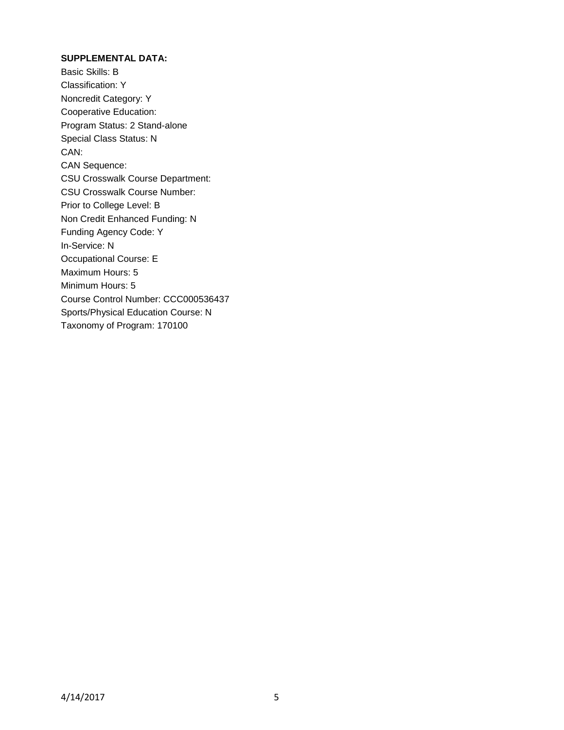**SUPPLEMENTAL DATA:**

Basic Skills: B
Classification: Y
Noncredit Category: Y
Cooperative Education:
Program Status: 2 Stand-alone
Special Class Status: N
CAN:
CAN Sequence:
CSU Crosswalk Course Department:
CSU Crosswalk Course Number:
Prior to College Level: B
Non Credit Enhanced Funding: N
Funding Agency Code: Y
In-Service: N
Occupational Course: E
Maximum Hours: 5
Minimum Hours: 5
Course Control Number: CCC000536437
Sports/Physical Education Course: N
Taxonomy of Program: 170100